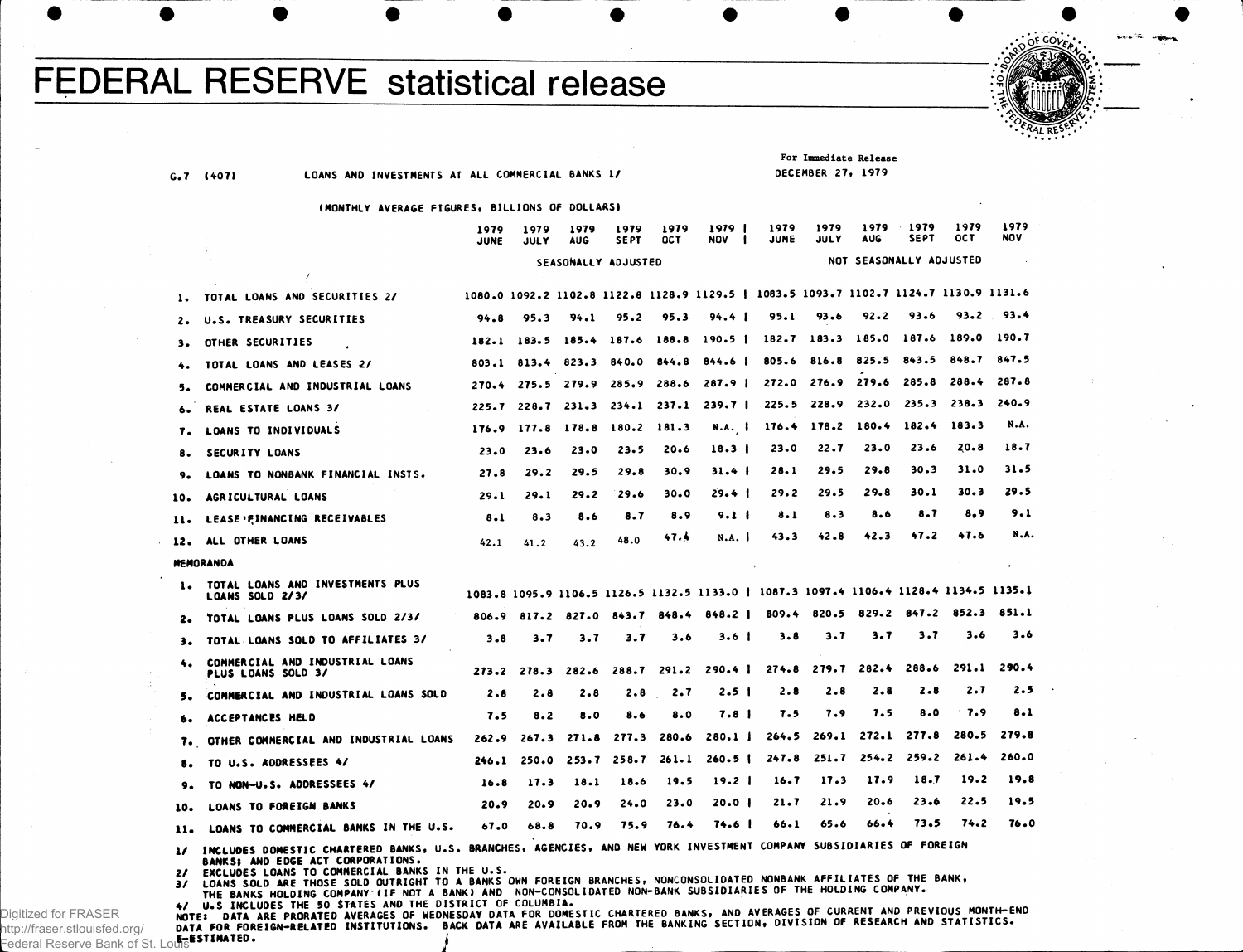# FEDERAL RESERVE statistical release

For Immediate Release
DECEMBER 27, 1979

G.7 (407) LOANS AND INVESTMENTS AT ALL COMMERCIAL BANKS 1/

(MONTHLY AVERAGE FIGURES, BILLIONS OF DOLLARS)

| | 1979 JUNE | 1979 JULY | 1979 AUG | 1979 SEPT | 1979 OCT | 1979 NOV | 1979 JUNE | 1979 JULY | 1979 AUG | 1979 SEPT | 1979 OCT | 1979 NOV |
|---|---|---|---|---|---|---|---|---|---|---|---|---|
| | SEASONALLY ADJUSTED | | | | | | NOT SEASONALLY ADJUSTED | | | | | |
| 1. TOTAL LOANS AND SECURITIES 2/ | 1080.0 | 1092.2 | 1102.8 | 1122.8 | 1128.9 | 1129.5 | 1083.5 | 1093.7 | 1102.7 | 1124.7 | 1130.9 | 1131.6 |
| 2. U.S. TREASURY SECURITIES | 94.8 | 95.3 | 94.1 | 95.2 | 95.3 | 94.4 | 95.1 | 93.6 | 92.2 | 93.6 | 93.2 | 93.4 |
| 3. OTHER SECURITIES | 182.1 | 183.5 | 185.4 | 187.6 | 188.8 | 190.5 | 182.7 | 183.3 | 185.0 | 187.6 | 189.0 | 190.7 |
| 4. TOTAL LOANS AND LEASES 2/ | 803.1 | 813.4 | 823.3 | 840.0 | 844.8 | 844.6 | 805.6 | 816.8 | 825.5 | 843.5 | 848.7 | 847.5 |
| 5. COMMERCIAL AND INDUSTRIAL LOANS | 270.4 | 275.5 | 279.9 | 285.9 | 288.6 | 287.9 | 272.0 | 276.9 | 279.6 | 285.8 | 288.4 | 287.8 |
| 6. REAL ESTATE LOANS 3/ | 225.7 | 228.7 | 231.3 | 234.1 | 237.1 | 239.7 | 225.5 | 228.9 | 232.0 | 235.3 | 238.3 | 240.9 |
| 7. LOANS TO INDIVIDUALS | 176.9 | 177.8 | 178.8 | 180.2 | 181.3 | N.A. | 176.4 | 178.2 | 180.4 | 182.4 | 183.3 | N.A. |
| 8. SECURITY LOANS | 23.0 | 23.6 | 23.0 | 23.5 | 20.6 | 18.3 | 23.0 | 22.7 | 23.0 | 23.6 | 20.8 | 18.7 |
| 9. LOANS TO NONBANK FINANCIAL INSTS. | 27.8 | 29.2 | 29.5 | 29.8 | 30.9 | 31.4 | 28.1 | 29.5 | 29.8 | 30.3 | 31.0 | 31.5 |
| 10. AGRICULTURAL LOANS | 29.1 | 29.1 | 29.2 | 29.6 | 30.0 | 29.4 | 29.2 | 29.5 | 29.8 | 30.1 | 30.3 | 29.5 |
| 11. LEASE FINANCING RECEIVABLES | 8.1 | 8.3 | 8.6 | 8.7 | 8.9 | 9.1 | 8.1 | 8.3 | 8.6 | 8.7 | 8.9 | 9.1 |
| 12. ALL OTHER LOANS | 42.1 | 41.2 | 43.2 | 48.0 | 47.4 | N.A. | 43.3 | 42.8 | 42.3 | 47.2 | 47.6 | N.A. |
| **MEMORANDA** | | | | | | | | | | | | |
| 1. TOTAL LOANS AND INVESTMENTS PLUS LOANS SOLD 2/3/ | 1083.8 | 1095.9 | 1106.5 | 1126.5 | 1132.5 | 1133.0 | 1087.3 | 1097.4 | 1106.4 | 1128.4 | 1134.5 | 1135.1 |
| 2. TOTAL LOANS PLUS LOANS SOLD 2/3/ | 806.9 | 817.2 | 827.0 | 843.7 | 848.4 | 848.2 | 809.4 | 820.5 | 829.2 | 847.2 | 852.3 | 851.1 |
| 3. TOTAL LOANS SOLD TO AFFILIATES 3/ | 3.8 | 3.7 | 3.7 | 3.7 | 3.6 | 3.6 | 3.8 | 3.7 | 3.7 | 3.7 | 3.6 | 3.6 |
| 4. COMMERCIAL AND INDUSTRIAL LOANS PLUS LOANS SOLD 3/ | 273.2 | 278.3 | 282.6 | 288.7 | 291.2 | 290.4 | 274.8 | 279.7 | 282.4 | 288.6 | 291.1 | 290.4 |
| 5. COMMERCIAL AND INDUSTRIAL LOANS SOLD | 2.8 | 2.8 | 2.8 | 2.8 | 2.7 | 2.5 | 2.8 | 2.8 | 2.8 | 2.8 | 2.7 | 2.5 |
| 6. ACCEPTANCES HELD | 7.5 | 8.2 | 8.0 | 8.6 | 8.0 | 7.8 | 7.5 | 7.9 | 7.5 | 8.0 | 7.9 | 8.1 |
| 7. OTHER COMMERCIAL AND INDUSTRIAL LOANS | 262.9 | 267.3 | 271.8 | 277.3 | 280.6 | 280.1 | 264.5 | 269.1 | 272.1 | 277.8 | 280.5 | 279.8 |
| 8. TO U.S. ADDRESSEES 4/ | 246.1 | 250.0 | 253.7 | 258.7 | 261.1 | 260.5 | 247.8 | 251.7 | 254.2 | 259.2 | 261.4 | 260.0 |
| 9. TO NON-U.S. ADDRESSEES 4/ | 16.8 | 17.3 | 18.1 | 18.6 | 19.5 | 19.2 | 16.7 | 17.3 | 17.9 | 18.7 | 19.2 | 19.8 |
| 10. LOANS TO FOREIGN BANKS | 20.9 | 20.9 | 20.9 | 24.0 | 23.0 | 20.0 | 21.7 | 21.9 | 20.6 | 23.6 | 22.5 | 19.5 |
| 11. LOANS TO COMMERCIAL BANKS IN THE U.S. | 67.0 | 68.8 | 70.9 | 75.9 | 76.4 | 74.6 | 66.1 | 65.6 | 66.4 | 73.5 | 74.2 | 76.0 |

1/ INCLUDES DOMESTIC CHARTERED BANKS, U.S. BRANCHES, AGENCIES, AND NEW YORK INVESTMENT COMPANY SUBSIDIARIES OF FOREIGN BANKS; AND EDGE ACT CORPORATIONS.
2/ EXCLUDES LOANS TO COMMERCIAL BANKS IN THE U.S.
3/ LOANS SOLD ARE THOSE SOLD OUTRIGHT TO A BANKS OWN FOREIGN BRANCHES, NONCONSOLIDATED NONBANK AFFILIATES OF THE BANK, THE BANKS HOLDING COMPANY (IF NOT A BANK) AND NON-CONSOLIDATED NON-BANK SUBSIDIARIES OF THE HOLDING COMPANY.
4/ U.S INCLUDES THE 50 STATES AND THE DISTRICT OF COLUMBIA.
NOTE: DATA ARE PRORATED AVERAGES OF WEDNESDAY DATA FOR DOMESTIC CHARTERED BANKS, AND AVERAGES OF CURRENT AND PREVIOUS MONTH-END DATA FOR FOREIGN-RELATED INSTITUTIONS. BACK DATA ARE AVAILABLE FROM THE BANKING SECTION, DIVISION OF RESEARCH AND STATISTICS.
E-ESTIMATED.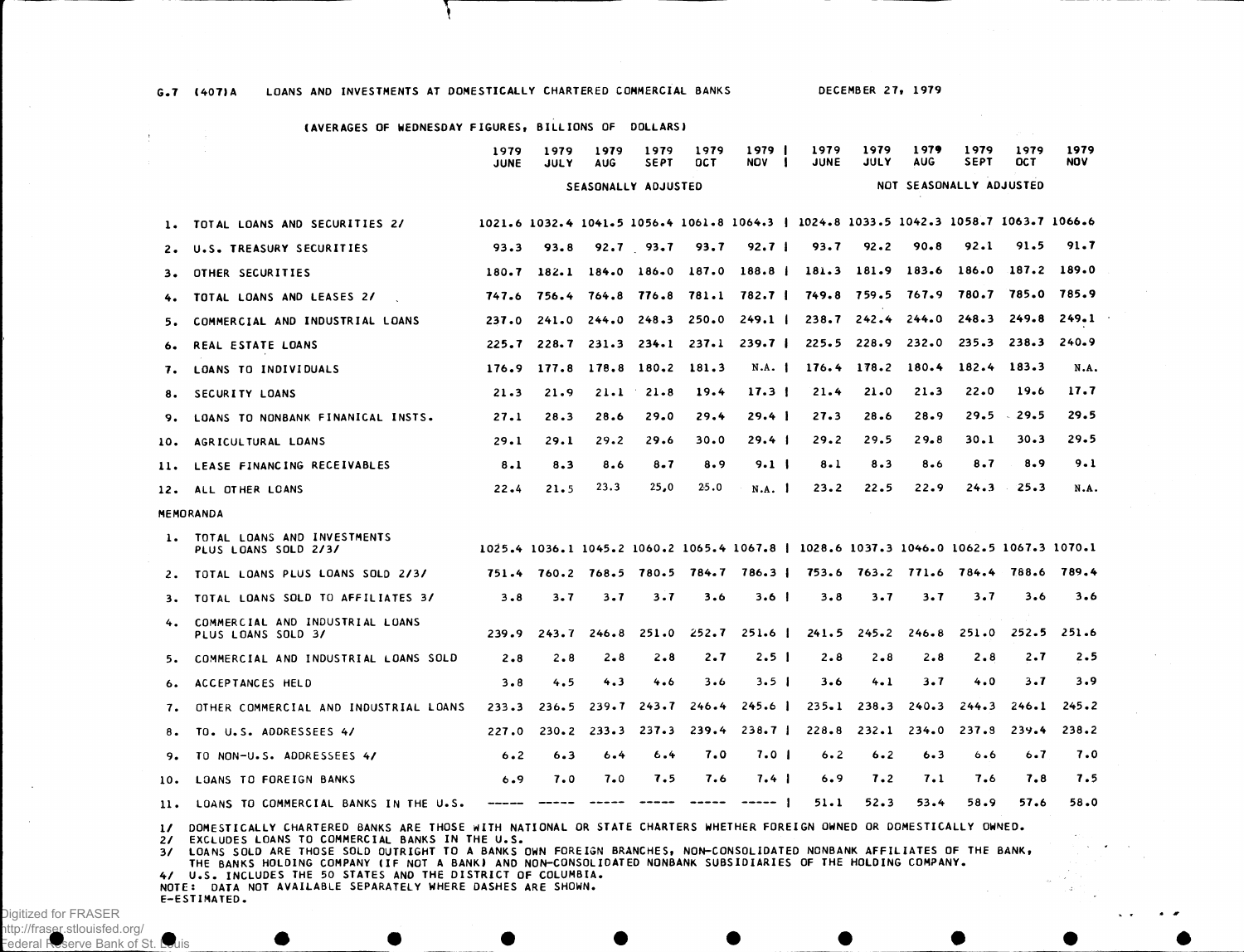G.7 (407)A LOANS AND INVESTMENTS AT DOMESTICALLY CHARTERED COMMERCIAL BANKS DECEMBER 27, 1979

(AVERAGES OF WEDNESDAY FIGURES, BILLIONS OF DOLLARS)

| | | 1979 JUNE | 1979 JULY | 1979 AUG | 1979 SEPT | 1979 OCT | 1979 NOV | 1979 JUNE | 1979 JULY | 1979 AUG | 1979 SEPT | 1979 OCT | 1979 NOV |
|---|---|---|---|---|---|---|---|---|---|---|---|---|---|
| | | SEASONALLY ADJUSTED | | | | | | NOT SEASONALLY ADJUSTED | | | | | |
| 1. | TOTAL LOANS AND SECURITIES 2/ | 1021.6 | 1032.4 | 1041.5 | 1056.4 | 1061.8 | 1064.3 | 1024.8 | 1033.5 | 1042.3 | 1058.7 | 1063.7 | 1066.6 |
| 2. | U.S. TREASURY SECURITIES | 93.3 | 93.8 | 92.7 | 93.7 | 93.7 | 92.7 | 93.7 | 92.2 | 90.8 | 92.1 | 91.5 | 91.7 |
| 3. | OTHER SECURITIES | 180.7 | 182.1 | 184.0 | 186.0 | 187.0 | 188.8 | 181.3 | 181.9 | 183.6 | 186.0 | 187.2 | 189.0 |
| 4. | TOTAL LOANS AND LEASES 2/ | 747.6 | 756.4 | 764.8 | 776.8 | 781.1 | 782.7 | 749.8 | 759.5 | 767.9 | 780.7 | 785.0 | 785.9 |
| 5. | COMMERCIAL AND INDUSTRIAL LOANS | 237.0 | 241.0 | 244.0 | 248.3 | 250.0 | 249.1 | 238.7 | 242.4 | 244.0 | 248.3 | 249.8 | 249.1 |
| 6. | REAL ESTATE LOANS | 225.7 | 228.7 | 231.3 | 234.1 | 237.1 | 239.7 | 225.5 | 228.9 | 232.0 | 235.3 | 238.3 | 240.9 |
| 7. | LOANS TO INDIVIDUALS | 176.9 | 177.8 | 178.8 | 180.2 | 181.3 | N.A. | 176.4 | 178.2 | 180.4 | 182.4 | 183.3 | N.A. |
| 8. | SECURITY LOANS | 21.3 | 21.9 | 21.1 | 21.8 | 19.4 | 17.3 | 21.4 | 21.0 | 21.3 | 22.0 | 19.6 | 17.7 |
| 9. | LOANS TO NONBANK FINANICAL INSTS. | 27.1 | 28.3 | 28.6 | 29.0 | 29.4 | 29.4 | 27.3 | 28.6 | 28.9 | 29.5 | 29.5 | 29.5 |
| 10. | AGRICULTURAL LOANS | 29.1 | 29.1 | 29.2 | 29.6 | 30.0 | 29.4 | 29.2 | 29.5 | 29.8 | 30.1 | 30.3 | 29.5 |
| 11. | LEASE FINANCING RECEIVABLES | 8.1 | 8.3 | 8.6 | 8.7 | 8.9 | 9.1 | 8.1 | 8.3 | 8.6 | 8.7 | 8.9 | 9.1 |
| 12. | ALL OTHER LOANS | 22.4 | 21.5 | 23.3 | 25.0 | 25.0 | N.A. | 23.2 | 22.5 | 22.9 | 24.3 | 25.3 | N.A. |
| MEMORANDA | | | | | | | | | | | | | |
| 1. | TOTAL LOANS AND INVESTMENTS PLUS LOANS SOLD 2/3/ | 1025.4 | 1036.1 | 1045.2 | 1060.2 | 1065.4 | 1067.8 | 1028.6 | 1037.3 | 1046.0 | 1062.5 | 1067.3 | 1070.1 |
| 2. | TOTAL LOANS PLUS LOANS SOLD 2/3/ | 751.4 | 760.2 | 768.5 | 780.5 | 784.7 | 786.3 | 753.6 | 763.2 | 771.6 | 784.4 | 788.6 | 789.4 |
| 3. | TOTAL LOANS SOLD TO AFFILIATES 3/ | 3.8 | 3.7 | 3.7 | 3.7 | 3.6 | 3.6 | 3.8 | 3.7 | 3.7 | 3.7 | 3.6 | 3.6 |
| 4. | COMMERCIAL AND INDUSTRIAL LOANS PLUS LOANS SOLD 3/ | 239.9 | 243.7 | 246.8 | 251.0 | 252.7 | 251.6 | 241.5 | 245.2 | 246.8 | 251.0 | 252.5 | 251.6 |
| 5. | COMMERCIAL AND INDUSTRIAL LOANS SOLD | 2.8 | 2.8 | 2.8 | 2.8 | 2.7 | 2.5 | 2.8 | 2.8 | 2.8 | 2.8 | 2.7 | 2.5 |
| 6. | ACCEPTANCES HELD | 3.8 | 4.5 | 4.3 | 4.6 | 3.6 | 3.5 | 3.6 | 4.1 | 3.7 | 4.0 | 3.7 | 3.9 |
| 7. | OTHER COMMERCIAL AND INDUSTRIAL LOANS | 233.3 | 236.5 | 239.7 | 243.7 | 246.4 | 245.6 | 235.1 | 238.3 | 240.3 | 244.3 | 246.1 | 245.2 |
| 8. | TO U.S. ADDRESSEES 4/ | 227.0 | 230.2 | 233.3 | 237.3 | 239.4 | 238.7 | 228.8 | 232.1 | 234.0 | 237.8 | 239.4 | 238.2 |
| 9. | TO NON-U.S. ADDRESSEES 4/ | 6.2 | 6.3 | 6.4 | 6.4 | 7.0 | 7.0 | 6.2 | 6.2 | 6.3 | 6.6 | 6.7 | 7.0 |
| 10. | LOANS TO FOREIGN BANKS | 6.9 | 7.0 | 7.0 | 7.5 | 7.6 | 7.4 | 6.9 | 7.2 | 7.1 | 7.6 | 7.8 | 7.5 |
| 11. | LOANS TO COMMERCIAL BANKS IN THE U.S. | ----- | ----- | ----- | ----- | ----- | ----- | 51.1 | 52.3 | 53.4 | 58.9 | 57.6 | 58.0 |

1/ DOMESTICALLY CHARTERED BANKS ARE THOSE WITH NATIONAL OR STATE CHARTERS WHETHER FOREIGN OWNED OR DOMESTICALLY OWNED.
2/ EXCLUDES LOANS TO COMMERCIAL BANKS IN THE U.S.
3/ LOANS SOLD ARE THOSE SOLD OUTRIGHT TO A BANKS OWN FOREIGN BRANCHES, NON-CONSOLIDATED NONBANK AFFILIATES OF THE BANK, THE BANKS HOLDING COMPANY (IF NOT A BANK) AND NON-CONSOLIDATED NONBANK SUBSIDIARIES OF THE HOLDING COMPANY.
4/ U.S. INCLUDES THE 50 STATES AND THE DISTRICT OF COLUMBIA.
NOTE: DATA NOT AVAILABLE SEPARATELY WHERE DASHES ARE SHOWN.
E-ESTIMATED.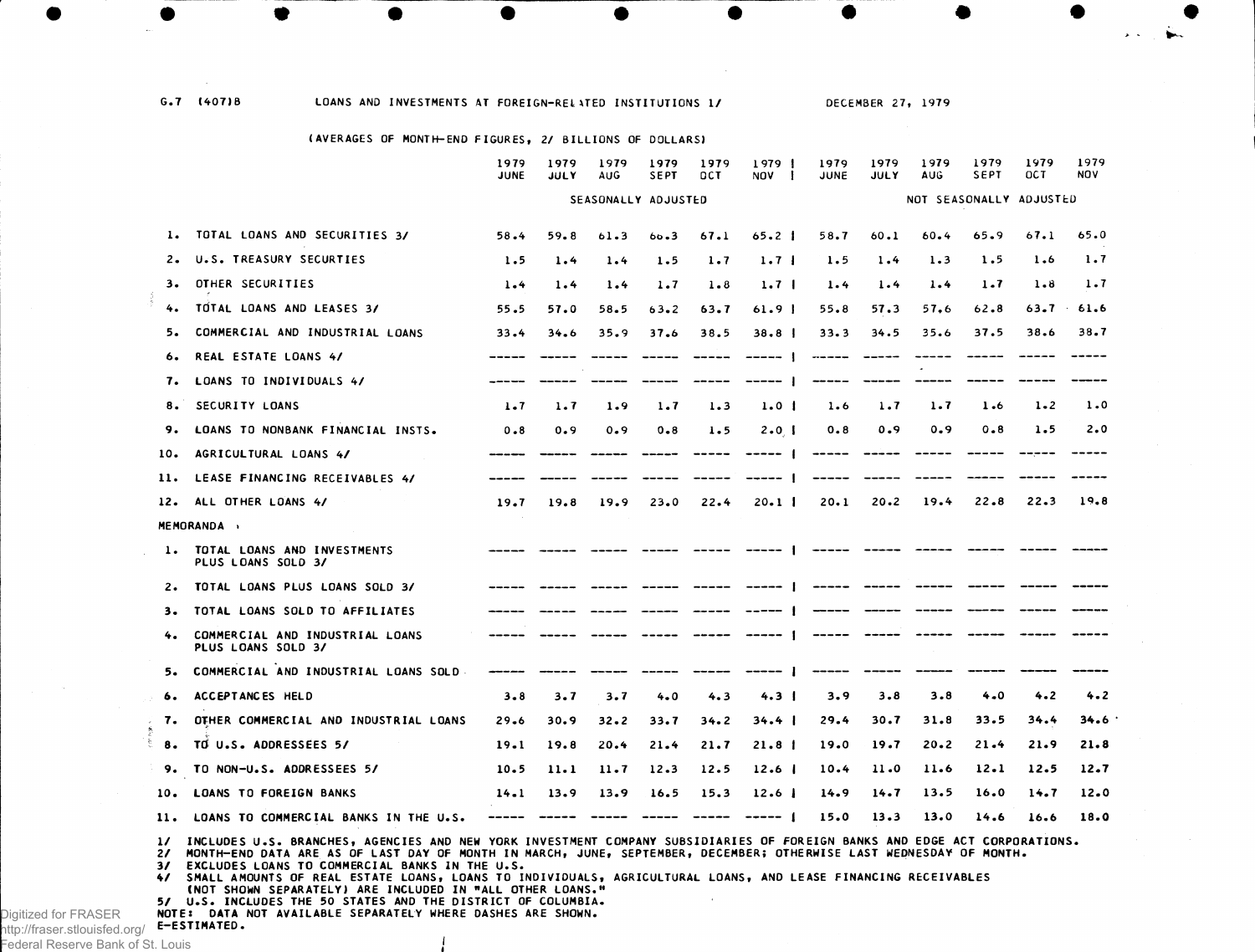G.7 (407)B LOANS AND INVESTMENTS AT FOREIGN-RELATED INSTITUTIONS 1/ DECEMBER 27, 1979

(AVERAGES OF MONTH-END FIGURES, 2/ BILLIONS OF DOLLARS)

| | 1979 JUNE | 1979 JULY | 1979 AUG | 1979 SEPT | 1979 OCT | 1979 NOV | 1979 JUNE | 1979 JULY | 1979 AUG | 1979 SEPT | 1979 OCT | 1979 NOV |
|---|---|---|---|---|---|---|---|---|---|---|---|---|
| | SEASONALLY ADJUSTED | | | | | | NOT SEASONALLY ADJUSTED | | | | | |
| 1. TOTAL LOANS AND SECURITIES 3/ | 58.4 | 59.8 | 61.3 | 66.3 | 67.1 | 65.2 | 58.7 | 60.1 | 60.4 | 65.9 | 67.1 | 65.0 |
| 2. U.S. TREASURY SECURTIES | 1.5 | 1.4 | 1.4 | 1.5 | 1.7 | 1.7 | 1.5 | 1.4 | 1.3 | 1.5 | 1.6 | 1.7 |
| 3. OTHER SECURITIES | 1.4 | 1.4 | 1.4 | 1.7 | 1.8 | 1.7 | 1.4 | 1.4 | 1.4 | 1.7 | 1.8 | 1.7 |
| 4. TOTAL LOANS AND LEASES 3/ | 55.5 | 57.0 | 58.5 | 63.2 | 63.7 | 61.9 | 55.8 | 57.3 | 57.6 | 62.8 | 63.7 | 61.6 |
| 5. COMMERCIAL AND INDUSTRIAL LOANS | 33.4 | 34.6 | 35.9 | 37.6 | 38.5 | 38.8 | 33.3 | 34.5 | 35.6 | 37.5 | 38.6 | 38.7 |
| 6. REAL ESTATE LOANS 4/ | ----- | ----- | ----- | ----- | ----- | ----- | ----- | ----- | ----- | ----- | ----- | ----- |
| 7. LOANS TO INDIVIDUALS 4/ | ----- | ----- | ----- | ----- | ----- | ----- | ----- | ----- | ----- | ----- | ----- | ----- |
| 8. SECURITY LOANS | 1.7 | 1.7 | 1.9 | 1.7 | 1.3 | 1.0 | 1.6 | 1.7 | 1.7 | 1.6 | 1.2 | 1.0 |
| 9. LOANS TO NONBANK FINANCIAL INSTS. | 0.8 | 0.9 | 0.9 | 0.8 | 1.5 | 2.0 | 0.8 | 0.9 | 0.9 | 0.8 | 1.5 | 2.0 |
| 10. AGRICULTURAL LOANS 4/ | ----- | ----- | ----- | ----- | ----- | ----- | ----- | ----- | ----- | ----- | ----- | ----- |
| 11. LEASE FINANCING RECEIVABLES 4/ | ----- | ----- | ----- | ----- | ----- | ----- | ----- | ----- | ----- | ----- | ----- | ----- |
| 12. ALL OTHER LOANS 4/ | 19.7 | 19.8 | 19.9 | 23.0 | 22.4 | 20.1 | 20.1 | 20.2 | 19.4 | 22.8 | 22.3 | 19.8 |
| MEMORANDA | | | | | | | | | | | | |
| 1. TOTAL LOANS AND INVESTMENTS PLUS LOANS SOLD 3/ | ----- | ----- | ----- | ----- | ----- | ----- | ----- | ----- | ----- | ----- | ----- | ----- |
| 2. TOTAL LOANS PLUS LOANS SOLD 3/ | ----- | ----- | ----- | ----- | ----- | ----- | ----- | ----- | ----- | ----- | ----- | ----- |
| 3. TOTAL LOANS SOLD TO AFFILIATES | ----- | ----- | ----- | ----- | ----- | ----- | ----- | ----- | ----- | ----- | ----- | ----- |
| 4. COMMERCIAL AND INDUSTRIAL LOANS PLUS LOANS SOLD 3/ | ----- | ----- | ----- | ----- | ----- | ----- | ----- | ----- | ----- | ----- | ----- | ----- |
| 5. COMMERCIAL AND INDUSTRIAL LOANS SOLD | ----- | ----- | ----- | ----- | ----- | ----- | ----- | ----- | ----- | ----- | ----- | ----- |
| 6. ACCEPTANCES HELD | 3.8 | 3.7 | 3.7 | 4.0 | 4.3 | 4.3 | 3.9 | 3.8 | 3.8 | 4.0 | 4.2 | 4.2 |
| 7. OTHER COMMERCIAL AND INDUSTRIAL LOANS | 29.6 | 30.9 | 32.2 | 33.7 | 34.2 | 34.4 | 29.4 | 30.7 | 31.8 | 33.5 | 34.4 | 34.6 |
| 8. TO U.S. ADDRESSEES 5/ | 19.1 | 19.8 | 20.4 | 21.4 | 21.7 | 21.8 | 19.0 | 19.7 | 20.2 | 21.4 | 21.9 | 21.8 |
| 9. TO NON-U.S. ADDRESSEES 5/ | 10.5 | 11.1 | 11.7 | 12.3 | 12.5 | 12.6 | 10.4 | 11.0 | 11.6 | 12.1 | 12.5 | 12.7 |
| 10. LOANS TO FOREIGN BANKS | 14.1 | 13.9 | 13.9 | 16.5 | 15.3 | 12.6 | 14.9 | 14.7 | 13.5 | 16.0 | 14.7 | 12.0 |
| 11. LOANS TO COMMERCIAL BANKS IN THE U.S. | ----- | ----- | ----- | ----- | ----- | ----- | 15.0 | 13.3 | 13.0 | 14.6 | 16.6 | 18.0 |

1/ INCLUDES U.S. BRANCHES, AGENCIES AND NEW YORK INVESTMENT COMPANY SUBSIDIARIES OF FOREIGN BANKS AND EDGE ACT CORPORATIONS.
2/ MONTH-END DATA ARE AS OF LAST DAY OF MONTH IN MARCH, JUNE, SEPTEMBER, DECEMBER; OTHERWISE LAST WEDNESDAY OF MONTH.
3/ EXCLUDES LOANS TO COMMERCIAL BANKS IN THE U.S.
4/ SMALL AMOUNTS OF REAL ESTATE LOANS, LOANS TO INDIVIDUALS, AGRICULTURAL LOANS, AND LEASE FINANCING RECEIVABLES (NOT SHOWN SEPARATELY) ARE INCLUDED IN "ALL OTHER LOANS."
5/ U.S. INCLUDES THE 50 STATES AND THE DISTRICT OF COLUMBIA.
NOTE: DATA NOT AVAILABLE SEPARATELY WHERE DASHES ARE SHOWN.
E-ESTIMATED.